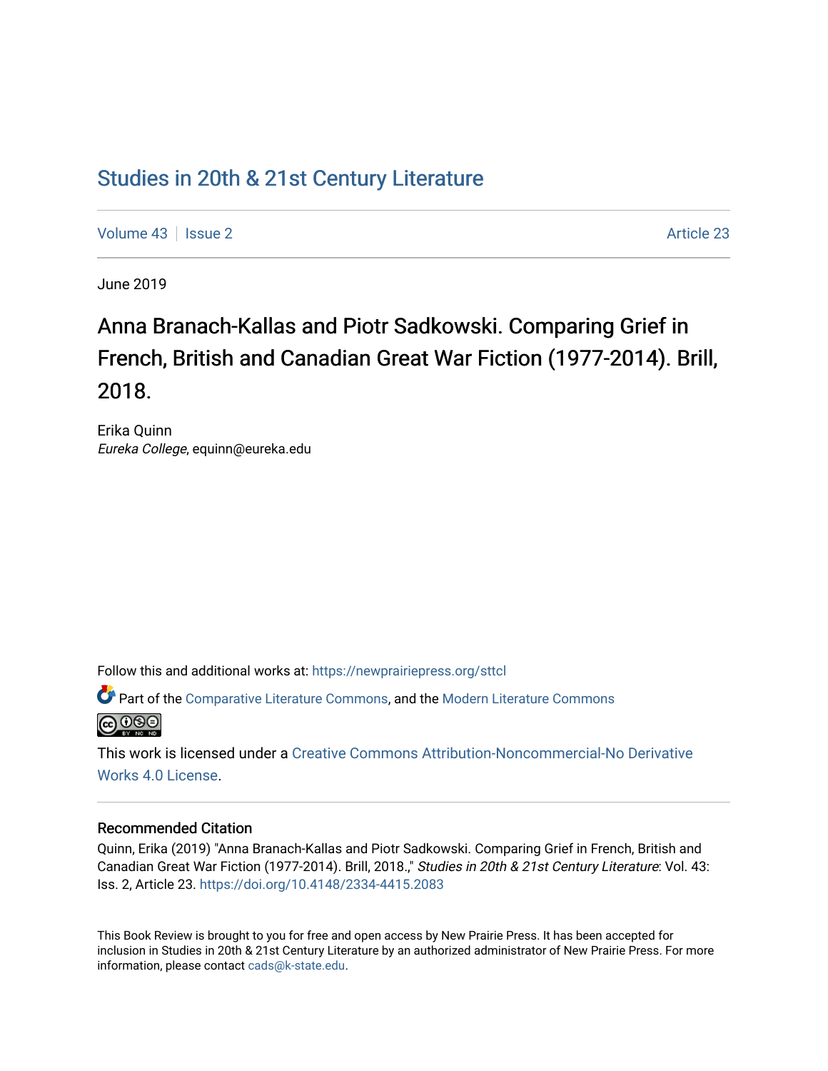# Studies in 20th & 21st Century Literature

Volume 43 | Issue 2 | Article 23

June 2019

## Anna Branach-Kallas and Piotr Sadkowski. Comparing Grief in French, British and Canadian Great War Fiction (1977-2014). Brill, 2018.

Erika Quinn
*Eureka College*, equinn@eureka.edu

Follow this and additional works at: https://newprairiepress.org/sttcl

Part of the Comparative Literature Commons, and the Modern Literature Commons

This work is licensed under a Creative Commons Attribution-Noncommercial-No Derivative Works 4.0 License.

### Recommended Citation

Quinn, Erika (2019) "Anna Branach-Kallas and Piotr Sadkowski. Comparing Grief in French, British and Canadian Great War Fiction (1977-2014). Brill, 2018.," *Studies in 20th & 21st Century Literature*: Vol. 43: Iss. 2, Article 23. https://doi.org/10.4148/2334-4415.2083

This Book Review is brought to you for free and open access by New Prairie Press. It has been accepted for inclusion in Studies in 20th & 21st Century Literature by an authorized administrator of New Prairie Press. For more information, please contact cads@k-state.edu.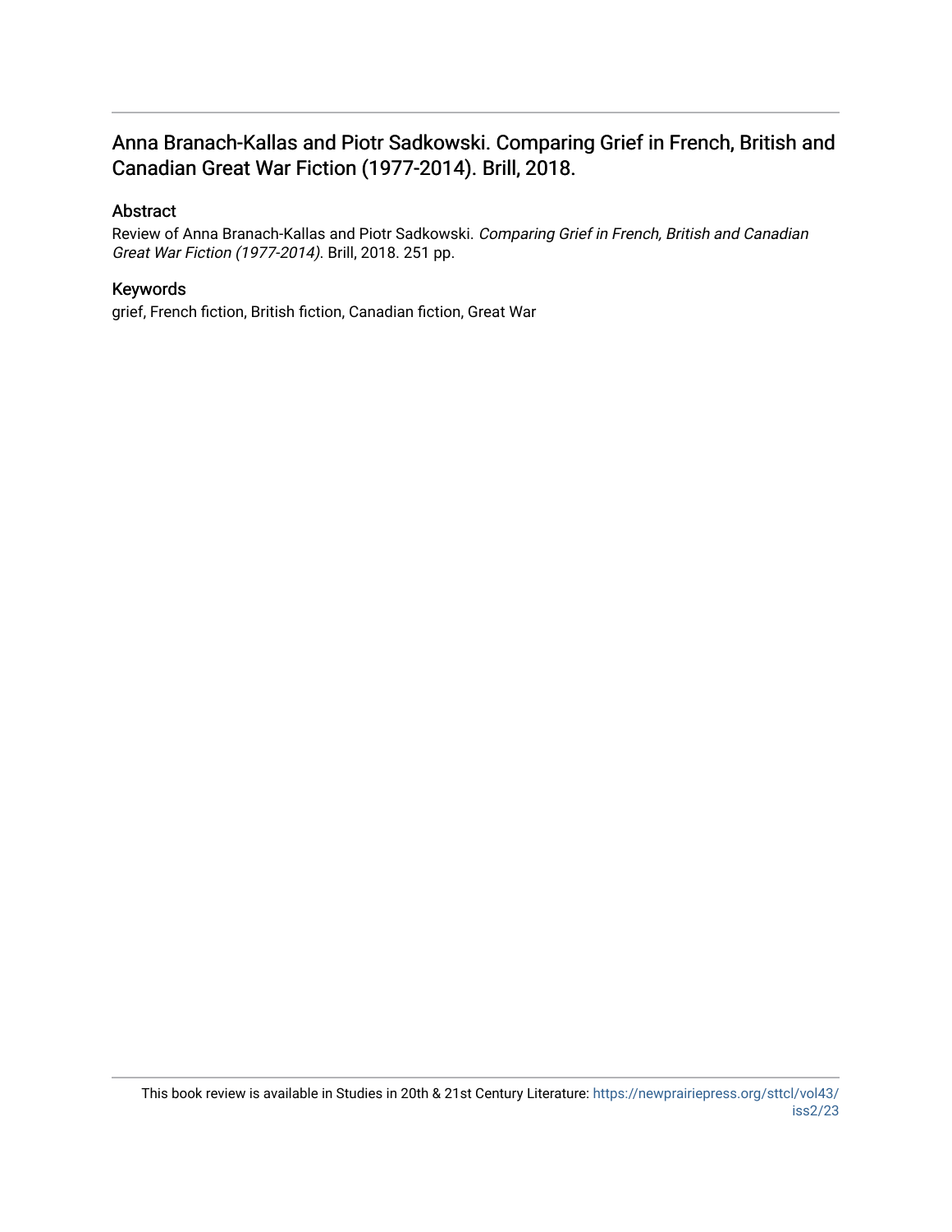## Anna Branach-Kallas and Piotr Sadkowski. Comparing Grief in French, British and Canadian Great War Fiction (1977-2014). Brill, 2018.

### Abstract

Review of Anna Branach-Kallas and Piotr Sadkowski. *Comparing Grief in French, British and Canadian Great War Fiction (1977-2014)*. Brill, 2018. 251 pp.

### Keywords

grief, French fiction, British fiction, Canadian fiction, Great War

This book review is available in Studies in 20th & 21st Century Literature: https://newprairiepress.org/sttcl/vol43/iss2/23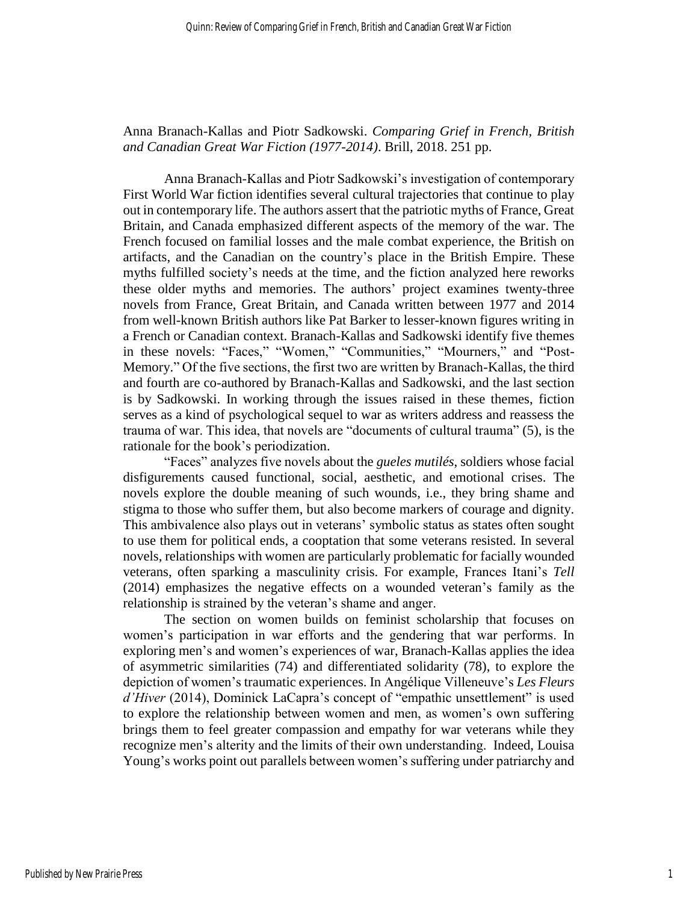Anna Branach-Kallas and Piotr Sadkowski. *Comparing Grief in French, British and Canadian Great War Fiction (1977-2014)*. Brill, 2018. 251 pp.

Anna Branach-Kallas and Piotr Sadkowski's investigation of contemporary First World War fiction identifies several cultural trajectories that continue to play out in contemporary life. The authors assert that the patriotic myths of France, Great Britain, and Canada emphasized different aspects of the memory of the war. The French focused on familial losses and the male combat experience, the British on artifacts, and the Canadian on the country's place in the British Empire. These myths fulfilled society's needs at the time, and the fiction analyzed here reworks these older myths and memories. The authors' project examines twenty-three novels from France, Great Britain, and Canada written between 1977 and 2014 from well-known British authors like Pat Barker to lesser-known figures writing in a French or Canadian context. Branach-Kallas and Sadkowski identify five themes in these novels: "Faces," "Women," "Communities," "Mourners," and "Post-Memory." Of the five sections, the first two are written by Branach-Kallas, the third and fourth are co-authored by Branach-Kallas and Sadkowski, and the last section is by Sadkowski. In working through the issues raised in these themes, fiction serves as a kind of psychological sequel to war as writers address and reassess the trauma of war. This idea, that novels are "documents of cultural trauma" (5), is the rationale for the book's periodization.

"Faces" analyzes five novels about the *gueles mutilés*, soldiers whose facial disfigurements caused functional, social, aesthetic, and emotional crises. The novels explore the double meaning of such wounds, i.e., they bring shame and stigma to those who suffer them, but also become markers of courage and dignity. This ambivalence also plays out in veterans' symbolic status as states often sought to use them for political ends, a cooptation that some veterans resisted. In several novels, relationships with women are particularly problematic for facially wounded veterans, often sparking a masculinity crisis. For example, Frances Itani's *Tell* (2014) emphasizes the negative effects on a wounded veteran's family as the relationship is strained by the veteran's shame and anger.

The section on women builds on feminist scholarship that focuses on women's participation in war efforts and the gendering that war performs. In exploring men's and women's experiences of war, Branach-Kallas applies the idea of asymmetric similarities (74) and differentiated solidarity (78), to explore the depiction of women's traumatic experiences. In Angélique Villeneuve's *Les Fleurs d'Hiver* (2014), Dominick LaCapra's concept of "empathic unsettlement" is used to explore the relationship between women and men, as women's own suffering brings them to feel greater compassion and empathy for war veterans while they recognize men's alterity and the limits of their own understanding. Indeed, Louisa Young's works point out parallels between women's suffering under patriarchy and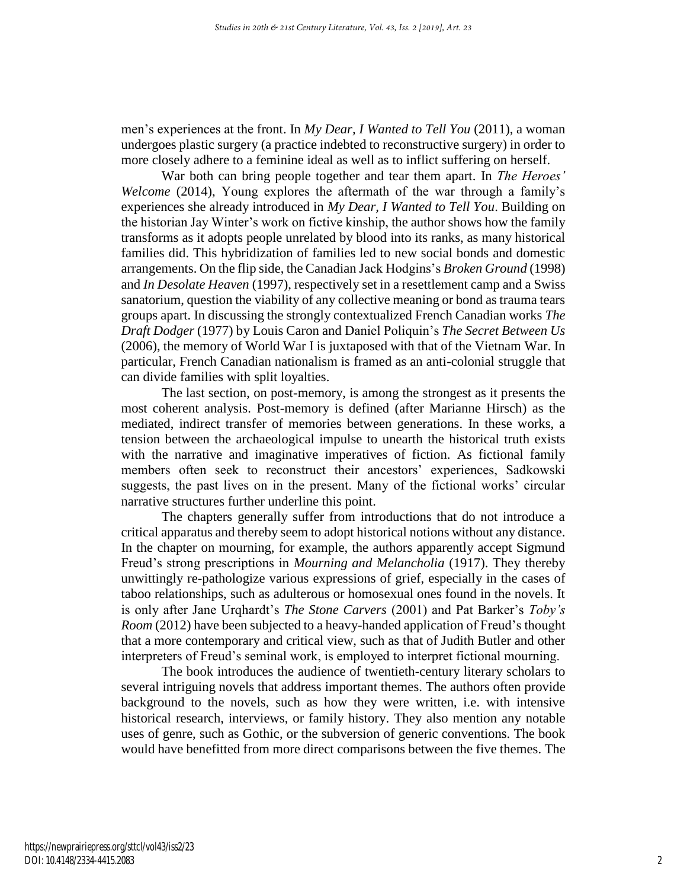men's experiences at the front. In *My Dear, I Wanted to Tell You* (2011), a woman undergoes plastic surgery (a practice indebted to reconstructive surgery) in order to more closely adhere to a feminine ideal as well as to inflict suffering on herself.

War both can bring people together and tear them apart. In *The Heroes' Welcome* (2014), Young explores the aftermath of the war through a family's experiences she already introduced in *My Dear, I Wanted to Tell You*. Building on the historian Jay Winter's work on fictive kinship, the author shows how the family transforms as it adopts people unrelated by blood into its ranks, as many historical families did. This hybridization of families led to new social bonds and domestic arrangements. On the flip side, the Canadian Jack Hodgins's *Broken Ground* (1998) and *In Desolate Heaven* (1997), respectively set in a resettlement camp and a Swiss sanatorium, question the viability of any collective meaning or bond as trauma tears groups apart. In discussing the strongly contextualized French Canadian works *The Draft Dodger* (1977) by Louis Caron and Daniel Poliquin's *The Secret Between Us* (2006), the memory of World War I is juxtaposed with that of the Vietnam War. In particular, French Canadian nationalism is framed as an anti-colonial struggle that can divide families with split loyalties.

The last section, on post-memory, is among the strongest as it presents the most coherent analysis. Post-memory is defined (after Marianne Hirsch) as the mediated, indirect transfer of memories between generations. In these works, a tension between the archaeological impulse to unearth the historical truth exists with the narrative and imaginative imperatives of fiction. As fictional family members often seek to reconstruct their ancestors' experiences, Sadkowski suggests, the past lives on in the present. Many of the fictional works' circular narrative structures further underline this point.

The chapters generally suffer from introductions that do not introduce a critical apparatus and thereby seem to adopt historical notions without any distance. In the chapter on mourning, for example, the authors apparently accept Sigmund Freud's strong prescriptions in *Mourning and Melancholia* (1917). They thereby unwittingly re-pathologize various expressions of grief, especially in the cases of taboo relationships, such as adulterous or homosexual ones found in the novels. It is only after Jane Urqhardt's *The Stone Carvers* (2001) and Pat Barker's *Toby's Room* (2012) have been subjected to a heavy-handed application of Freud's thought that a more contemporary and critical view, such as that of Judith Butler and other interpreters of Freud's seminal work, is employed to interpret fictional mourning.

The book introduces the audience of twentieth-century literary scholars to several intriguing novels that address important themes. The authors often provide background to the novels, such as how they were written, i.e. with intensive historical research, interviews, or family history. They also mention any notable uses of genre, such as Gothic, or the subversion of generic conventions. The book would have benefitted from more direct comparisons between the five themes. The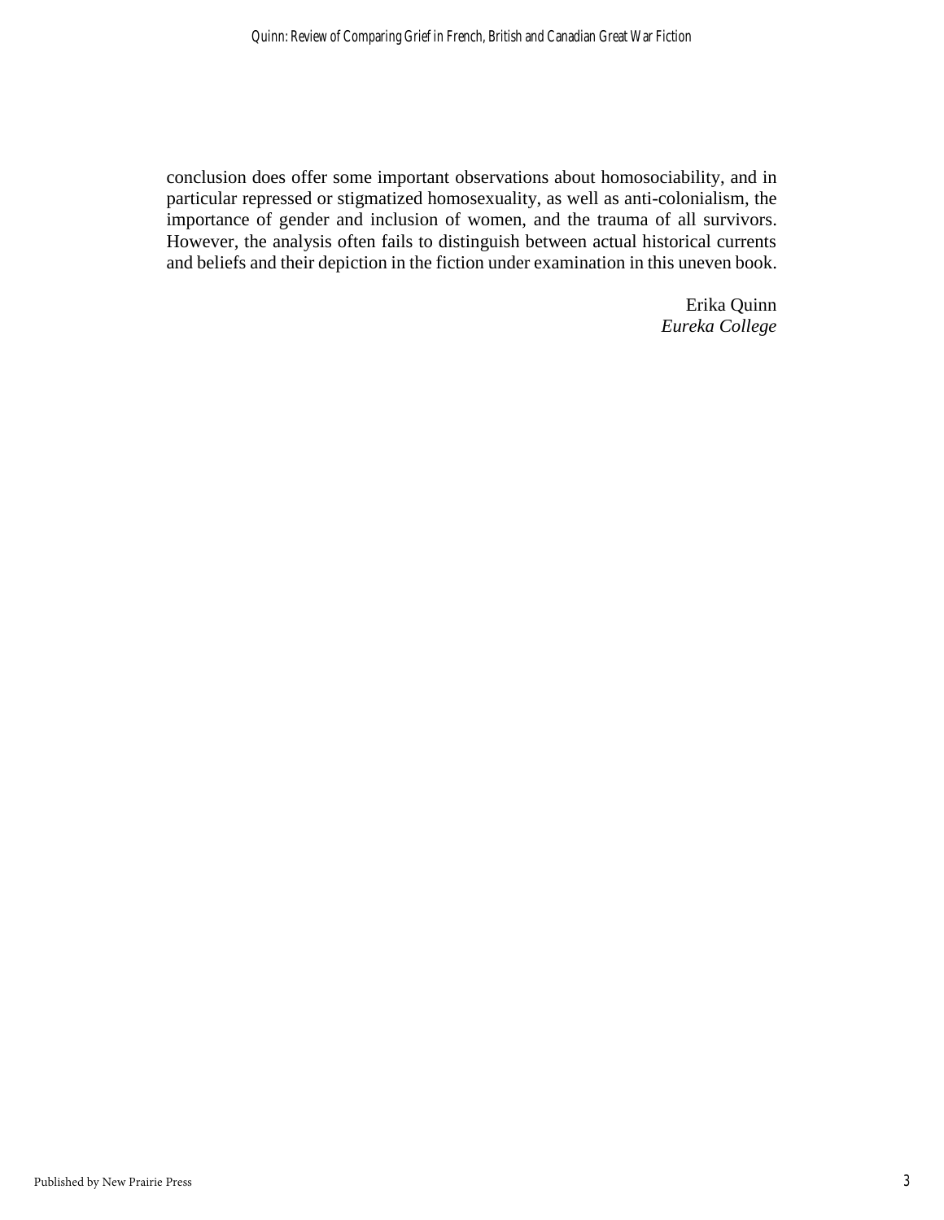conclusion does offer some important observations about homosociability, and in particular repressed or stigmatized homosexuality, as well as anti-colonialism, the importance of gender and inclusion of women, and the trauma of all survivors. However, the analysis often fails to distinguish between actual historical currents and beliefs and their depiction in the fiction under examination in this uneven book.

Erika Quinn
*Eureka College*